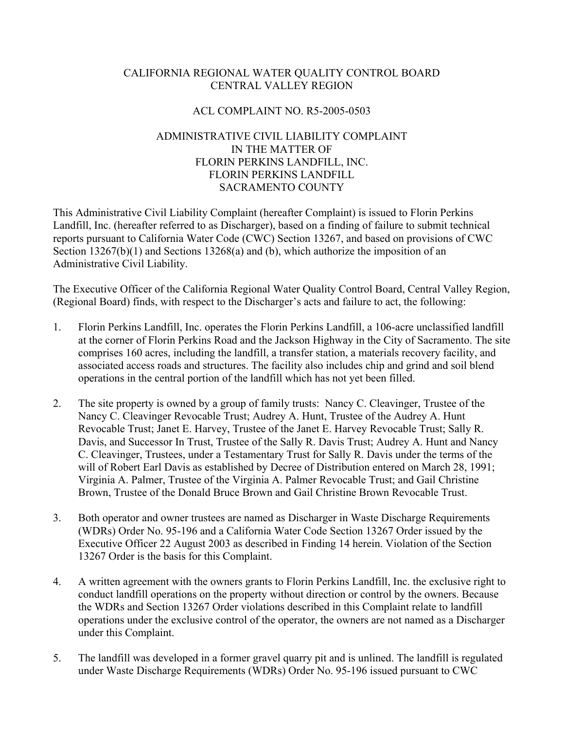CALIFORNIA REGIONAL WATER QUALITY CONTROL BOARD
CENTRAL VALLEY REGION

ACL COMPLAINT NO. R5-2005-0503

ADMINISTRATIVE CIVIL LIABILITY COMPLAINT
IN THE MATTER OF
FLORIN PERKINS LANDFILL, INC.
FLORIN PERKINS LANDFILL
SACRAMENTO COUNTY

This Administrative Civil Liability Complaint (hereafter Complaint) is issued to Florin Perkins Landfill, Inc. (hereafter referred to as Discharger), based on a finding of failure to submit technical reports pursuant to California Water Code (CWC) Section 13267, and based on provisions of CWC Section 13267(b)(1) and Sections 13268(a) and (b), which authorize the imposition of an Administrative Civil Liability.

The Executive Officer of the California Regional Water Quality Control Board, Central Valley Region, (Regional Board) finds, with respect to the Discharger's acts and failure to act, the following:

1. Florin Perkins Landfill, Inc. operates the Florin Perkins Landfill, a 106-acre unclassified landfill at the corner of Florin Perkins Road and the Jackson Highway in the City of Sacramento. The site comprises 160 acres, including the landfill, a transfer station, a materials recovery facility, and associated access roads and structures. The facility also includes chip and grind and soil blend operations in the central portion of the landfill which has not yet been filled.

2. The site property is owned by a group of family trusts: Nancy C. Cleavinger, Trustee of the Nancy C. Cleavinger Revocable Trust; Audrey A. Hunt, Trustee of the Audrey A. Hunt Revocable Trust; Janet E. Harvey, Trustee of the Janet E. Harvey Revocable Trust; Sally R. Davis, and Successor In Trust, Trustee of the Sally R. Davis Trust; Audrey A. Hunt and Nancy C. Cleavinger, Trustees, under a Testamentary Trust for Sally R. Davis under the terms of the will of Robert Earl Davis as established by Decree of Distribution entered on March 28, 1991; Virginia A. Palmer, Trustee of the Virginia A. Palmer Revocable Trust; and Gail Christine Brown, Trustee of the Donald Bruce Brown and Gail Christine Brown Revocable Trust.

3. Both operator and owner trustees are named as Discharger in Waste Discharge Requirements (WDRs) Order No. 95-196 and a California Water Code Section 13267 Order issued by the Executive Officer 22 August 2003 as described in Finding 14 herein. Violation of the Section 13267 Order is the basis for this Complaint.

4. A written agreement with the owners grants to Florin Perkins Landfill, Inc. the exclusive right to conduct landfill operations on the property without direction or control by the owners. Because the WDRs and Section 13267 Order violations described in this Complaint relate to landfill operations under the exclusive control of the operator, the owners are not named as a Discharger under this Complaint.

5. The landfill was developed in a former gravel quarry pit and is unlined. The landfill is regulated under Waste Discharge Requirements (WDRs) Order No. 95-196 issued pursuant to CWC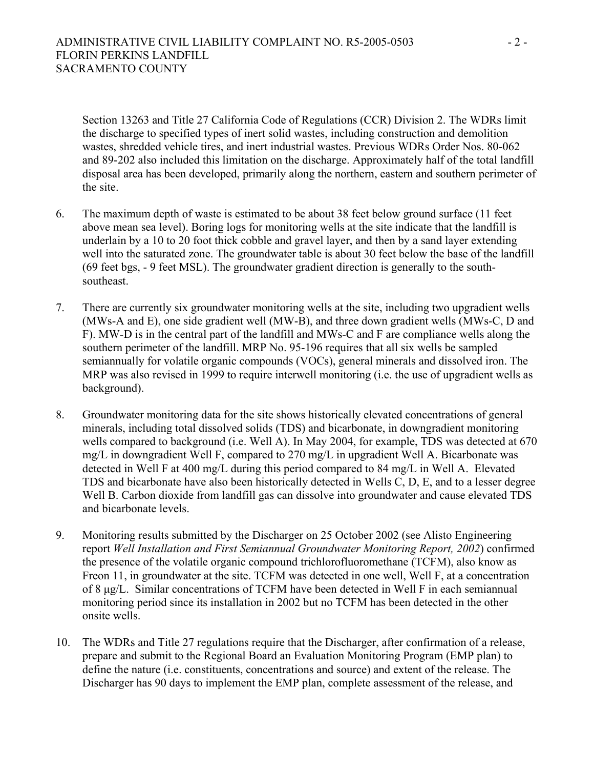Section 13263 and Title 27 California Code of Regulations (CCR) Division 2. The WDRs limit the discharge to specified types of inert solid wastes, including construction and demolition wastes, shredded vehicle tires, and inert industrial wastes. Previous WDRs Order Nos. 80-062 and 89-202 also included this limitation on the discharge. Approximately half of the total landfill disposal area has been developed, primarily along the northern, eastern and southern perimeter of the site.

6. The maximum depth of waste is estimated to be about 38 feet below ground surface (11 feet above mean sea level). Boring logs for monitoring wells at the site indicate that the landfill is underlain by a 10 to 20 foot thick cobble and gravel layer, and then by a sand layer extending well into the saturated zone. The groundwater table is about 30 feet below the base of the landfill (69 feet bgs, - 9 feet MSL). The groundwater gradient direction is generally to the south-southeast.

7. There are currently six groundwater monitoring wells at the site, including two upgradient wells (MWs-A and E), one side gradient well (MW-B), and three down gradient wells (MWs-C, D and F). MW-D is in the central part of the landfill and MWs-C and F are compliance wells along the southern perimeter of the landfill. MRP No. 95-196 requires that all six wells be sampled semiannually for volatile organic compounds (VOCs), general minerals and dissolved iron. The MRP was also revised in 1999 to require interwell monitoring (i.e. the use of upgradient wells as background).

8. Groundwater monitoring data for the site shows historically elevated concentrations of general minerals, including total dissolved solids (TDS) and bicarbonate, in downgradient monitoring wells compared to background (i.e. Well A). In May 2004, for example, TDS was detected at 670 mg/L in downgradient Well F, compared to 270 mg/L in upgradient Well A. Bicarbonate was detected in Well F at 400 mg/L during this period compared to 84 mg/L in Well A. Elevated TDS and bicarbonate have also been historically detected in Wells C, D, E, and to a lesser degree Well B. Carbon dioxide from landfill gas can dissolve into groundwater and cause elevated TDS and bicarbonate levels.

9. Monitoring results submitted by the Discharger on 25 October 2002 (see Alisto Engineering report *Well Installation and First Semiannual Groundwater Monitoring Report, 2002*) confirmed the presence of the volatile organic compound trichlorofluoromethane (TCFM), also know as Freon 11, in groundwater at the site. TCFM was detected in one well, Well F, at a concentration of 8 μg/L. Similar concentrations of TCFM have been detected in Well F in each semiannual monitoring period since its installation in 2002 but no TCFM has been detected in the other onsite wells.

10. The WDRs and Title 27 regulations require that the Discharger, after confirmation of a release, prepare and submit to the Regional Board an Evaluation Monitoring Program (EMP plan) to define the nature (i.e. constituents, concentrations and source) and extent of the release. The Discharger has 90 days to implement the EMP plan, complete assessment of the release, and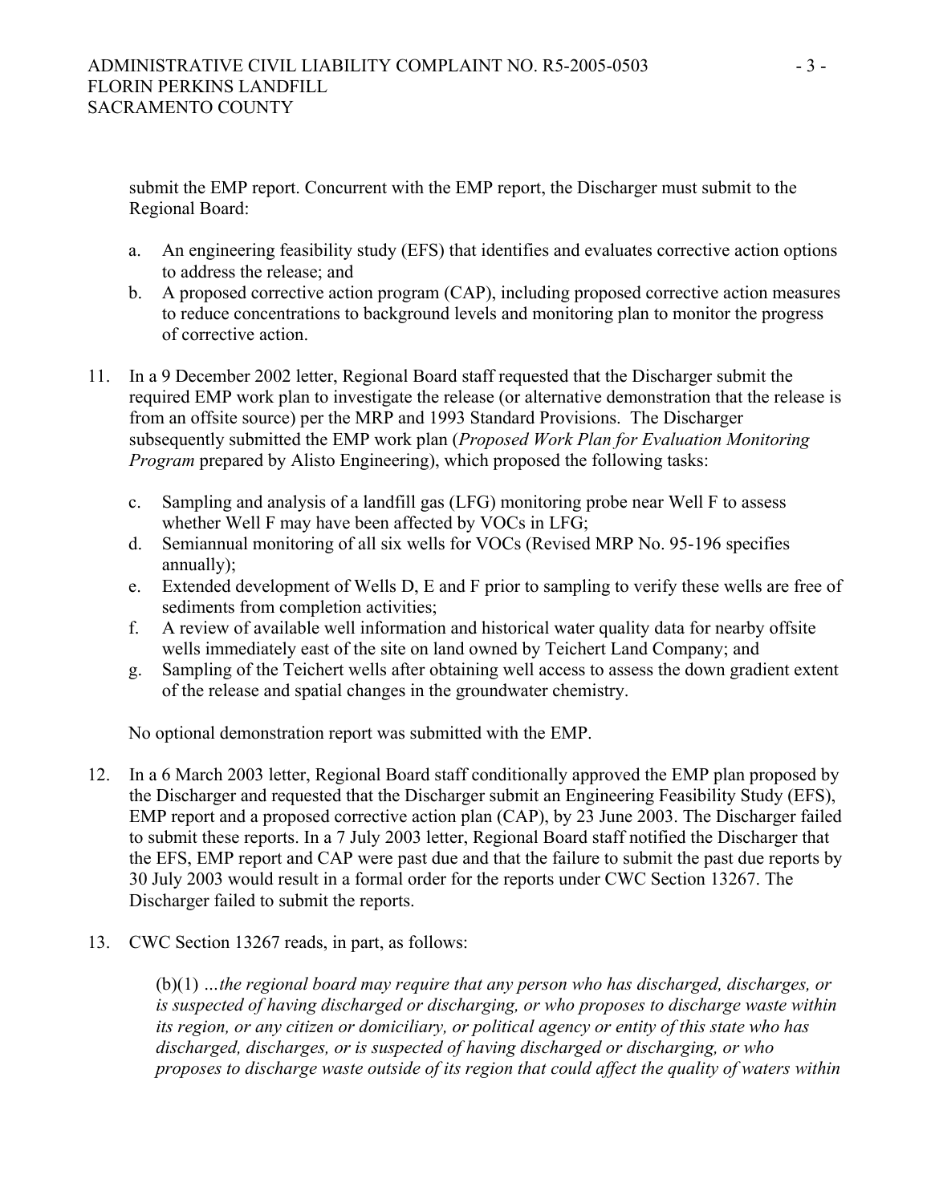submit the EMP report. Concurrent with the EMP report, the Discharger must submit to the Regional Board:

a. An engineering feasibility study (EFS) that identifies and evaluates corrective action options to address the release; and
b. A proposed corrective action program (CAP), including proposed corrective action measures to reduce concentrations to background levels and monitoring plan to monitor the progress of corrective action.

11. In a 9 December 2002 letter, Regional Board staff requested that the Discharger submit the required EMP work plan to investigate the release (or alternative demonstration that the release is from an offsite source) per the MRP and 1993 Standard Provisions. The Discharger subsequently submitted the EMP work plan (*Proposed Work Plan for Evaluation Monitoring Program* prepared by Alisto Engineering), which proposed the following tasks:

    c. Sampling and analysis of a landfill gas (LFG) monitoring probe near Well F to assess whether Well F may have been affected by VOCs in LFG;
    d. Semiannual monitoring of all six wells for VOCs (Revised MRP No. 95-196 specifies annually);
    e. Extended development of Wells D, E and F prior to sampling to verify these wells are free of sediments from completion activities;
    f. A review of available well information and historical water quality data for nearby offsite wells immediately east of the site on land owned by Teichert Land Company; and
    g. Sampling of the Teichert wells after obtaining well access to assess the down gradient extent of the release and spatial changes in the groundwater chemistry.

    No optional demonstration report was submitted with the EMP.

12. In a 6 March 2003 letter, Regional Board staff conditionally approved the EMP plan proposed by the Discharger and requested that the Discharger submit an Engineering Feasibility Study (EFS), EMP report and a proposed corrective action plan (CAP), by 23 June 2003. The Discharger failed to submit these reports. In a 7 July 2003 letter, Regional Board staff notified the Discharger that the EFS, EMP report and CAP were past due and that the failure to submit the past due reports by 30 July 2003 would result in a formal order for the reports under CWC Section 13267. The Discharger failed to submit the reports.

13. CWC Section 13267 reads, in part, as follows:

    (b)(1) *…the regional board may require that any person who has discharged, discharges, or is suspected of having discharged or discharging, or who proposes to discharge waste within its region, or any citizen or domiciliary, or political agency or entity of this state who has discharged, discharges, or is suspected of having discharged or discharging, or who proposes to discharge waste outside of its region that could affect the quality of waters within*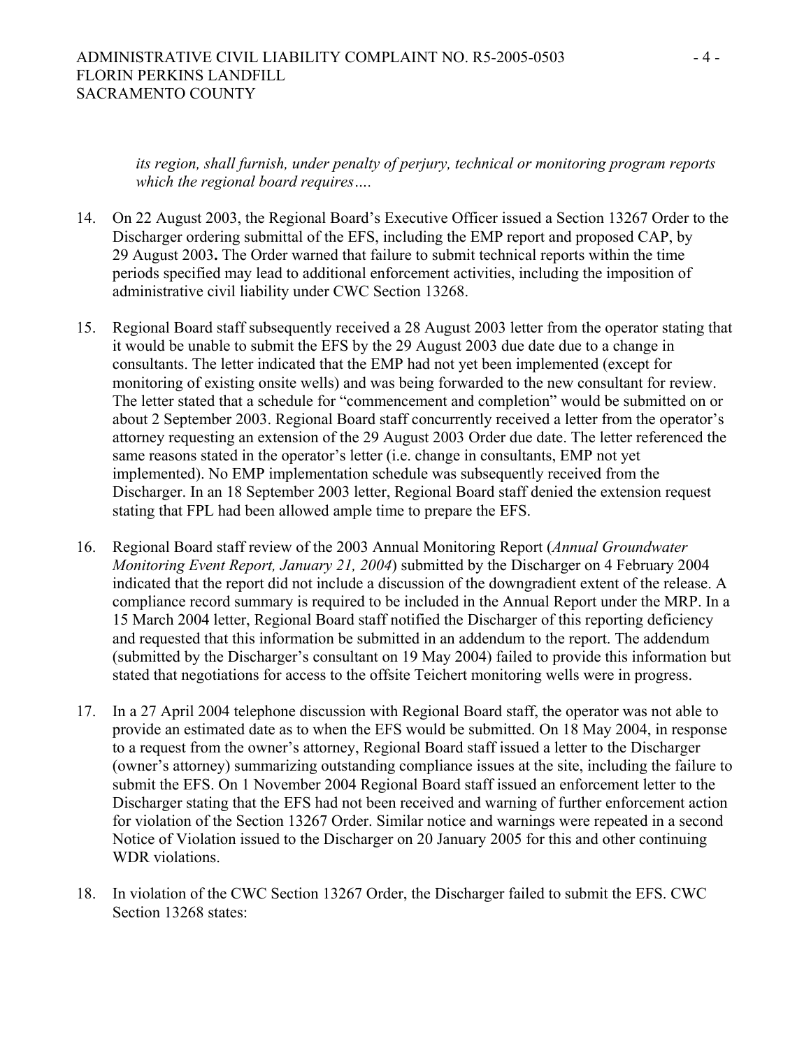*its region, shall furnish, under penalty of perjury, technical or monitoring program reports which the regional board requires….*

14. On 22 August 2003, the Regional Board's Executive Officer issued a Section 13267 Order to the Discharger ordering submittal of the EFS, including the EMP report and proposed CAP, by 29 August 2003**.** The Order warned that failure to submit technical reports within the time periods specified may lead to additional enforcement activities, including the imposition of administrative civil liability under CWC Section 13268.

15. Regional Board staff subsequently received a 28 August 2003 letter from the operator stating that it would be unable to submit the EFS by the 29 August 2003 due date due to a change in consultants. The letter indicated that the EMP had not yet been implemented (except for monitoring of existing onsite wells) and was being forwarded to the new consultant for review. The letter stated that a schedule for "commencement and completion" would be submitted on or about 2 September 2003. Regional Board staff concurrently received a letter from the operator's attorney requesting an extension of the 29 August 2003 Order due date. The letter referenced the same reasons stated in the operator's letter (i.e. change in consultants, EMP not yet implemented). No EMP implementation schedule was subsequently received from the Discharger. In an 18 September 2003 letter, Regional Board staff denied the extension request stating that FPL had been allowed ample time to prepare the EFS.

16. Regional Board staff review of the 2003 Annual Monitoring Report (*Annual Groundwater Monitoring Event Report, January 21, 2004*) submitted by the Discharger on 4 February 2004 indicated that the report did not include a discussion of the downgradient extent of the release. A compliance record summary is required to be included in the Annual Report under the MRP. In a 15 March 2004 letter, Regional Board staff notified the Discharger of this reporting deficiency and requested that this information be submitted in an addendum to the report. The addendum (submitted by the Discharger's consultant on 19 May 2004) failed to provide this information but stated that negotiations for access to the offsite Teichert monitoring wells were in progress.

17. In a 27 April 2004 telephone discussion with Regional Board staff, the operator was not able to provide an estimated date as to when the EFS would be submitted. On 18 May 2004, in response to a request from the owner's attorney, Regional Board staff issued a letter to the Discharger (owner's attorney) summarizing outstanding compliance issues at the site, including the failure to submit the EFS. On 1 November 2004 Regional Board staff issued an enforcement letter to the Discharger stating that the EFS had not been received and warning of further enforcement action for violation of the Section 13267 Order. Similar notice and warnings were repeated in a second Notice of Violation issued to the Discharger on 20 January 2005 for this and other continuing WDR violations.

18. In violation of the CWC Section 13267 Order, the Discharger failed to submit the EFS. CWC Section 13268 states: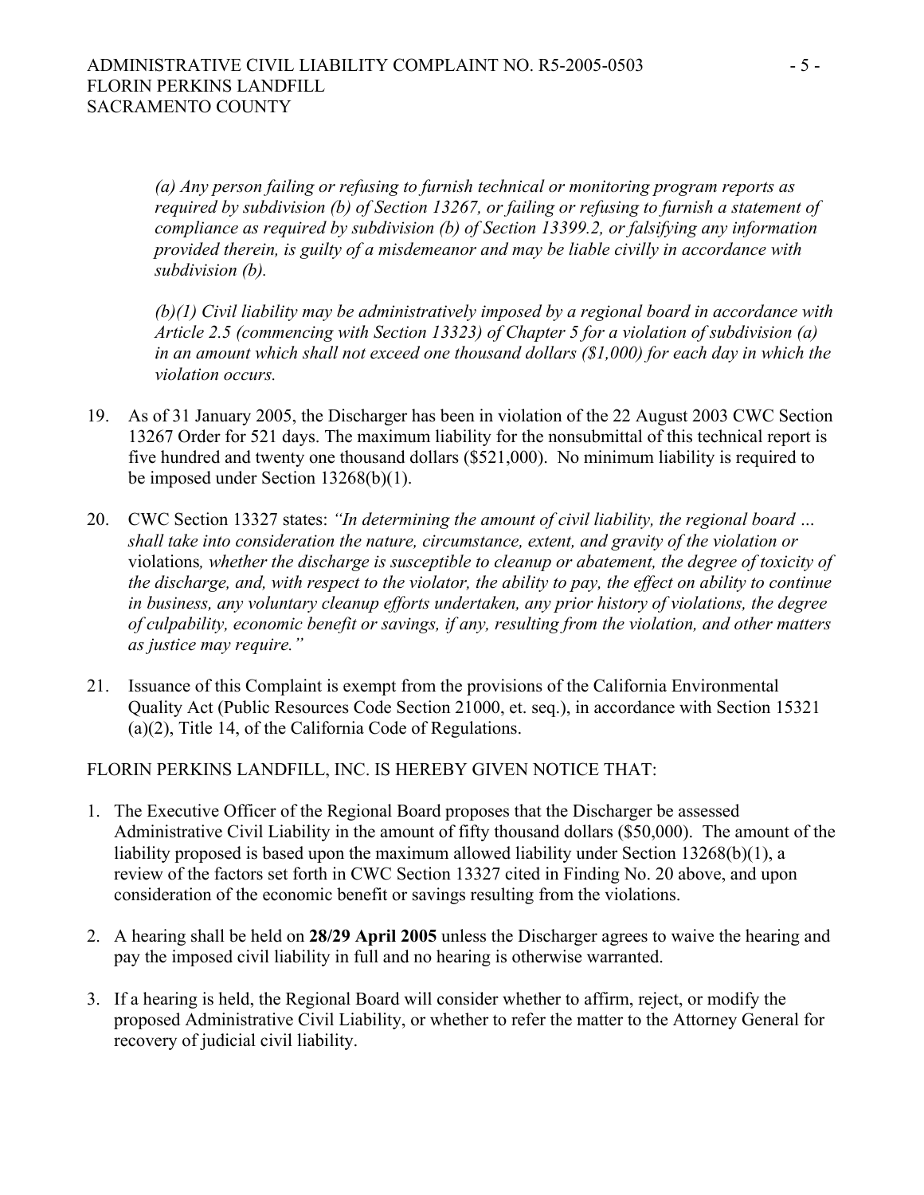*(a) Any person failing or refusing to furnish technical or monitoring program reports as required by subdivision (b) of Section 13267, or failing or refusing to furnish a statement of compliance as required by subdivision (b) of Section 13399.2, or falsifying any information provided therein, is guilty of a misdemeanor and may be liable civilly in accordance with subdivision (b).*

*(b)(1) Civil liability may be administratively imposed by a regional board in accordance with Article 2.5 (commencing with Section 13323) of Chapter 5 for a violation of subdivision (a) in an amount which shall not exceed one thousand dollars ($1,000) for each day in which the violation occurs.*

19. As of 31 January 2005, the Discharger has been in violation of the 22 August 2003 CWC Section 13267 Order for 521 days. The maximum liability for the nonsubmittal of this technical report is five hundred and twenty one thousand dollars ($521,000). No minimum liability is required to be imposed under Section 13268(b)(1).

20. CWC Section 13327 states: *"In determining the amount of civil liability, the regional board … shall take into consideration the nature, circumstance, extent, and gravity of the violation or* violations*, whether the discharge is susceptible to cleanup or abatement, the degree of toxicity of the discharge, and, with respect to the violator, the ability to pay, the effect on ability to continue in business, any voluntary cleanup efforts undertaken, any prior history of violations, the degree of culpability, economic benefit or savings, if any, resulting from the violation, and other matters as justice may require."*

21. Issuance of this Complaint is exempt from the provisions of the California Environmental Quality Act (Public Resources Code Section 21000, et. seq.), in accordance with Section 15321 (a)(2), Title 14, of the California Code of Regulations.

FLORIN PERKINS LANDFILL, INC. IS HEREBY GIVEN NOTICE THAT:

1. The Executive Officer of the Regional Board proposes that the Discharger be assessed Administrative Civil Liability in the amount of fifty thousand dollars ($50,000). The amount of the liability proposed is based upon the maximum allowed liability under Section 13268(b)(1), a review of the factors set forth in CWC Section 13327 cited in Finding No. 20 above, and upon consideration of the economic benefit or savings resulting from the violations.

2. A hearing shall be held on **28/29 April 2005** unless the Discharger agrees to waive the hearing and pay the imposed civil liability in full and no hearing is otherwise warranted.

3. If a hearing is held, the Regional Board will consider whether to affirm, reject, or modify the proposed Administrative Civil Liability, or whether to refer the matter to the Attorney General for recovery of judicial civil liability.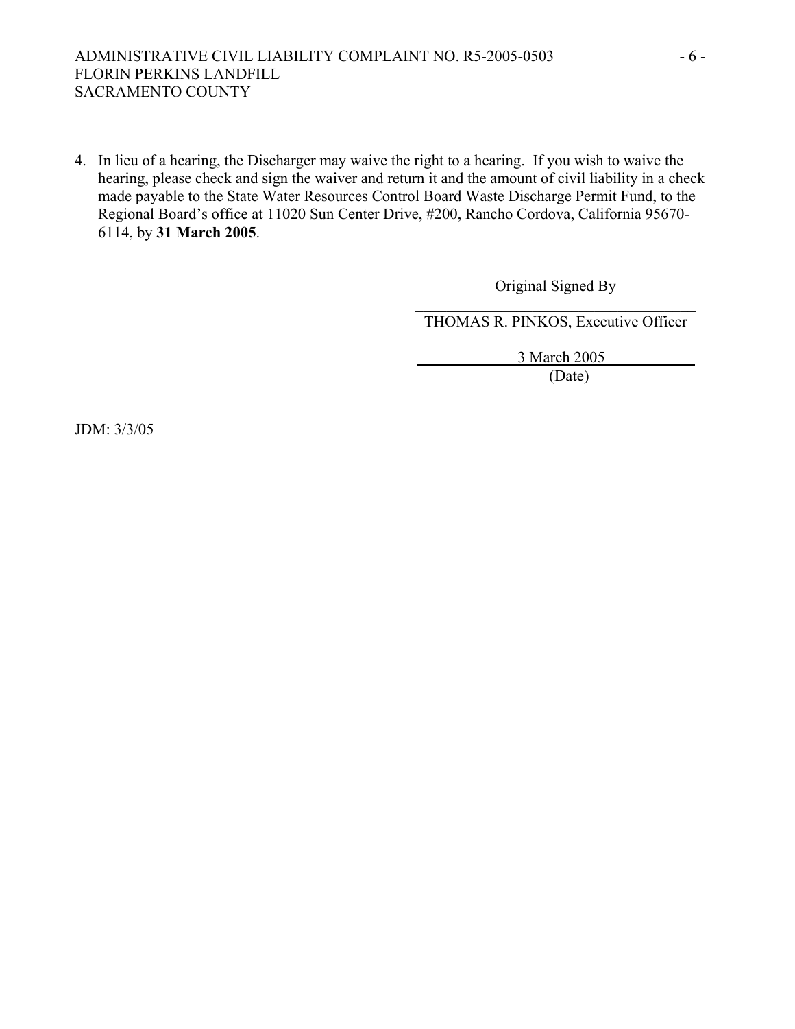4. In lieu of a hearing, the Discharger may waive the right to a hearing. If you wish to waive the hearing, please check and sign the waiver and return it and the amount of civil liability in a check made payable to the State Water Resources Control Board Waste Discharge Permit Fund, to the Regional Board's office at 11020 Sun Center Drive, #200, Rancho Cordova, California 95670-6114, by **31 March 2005**.

Original Signed By

THOMAS R. PINKOS, Executive Officer

3 March 2005

(Date)

JDM: 3/3/05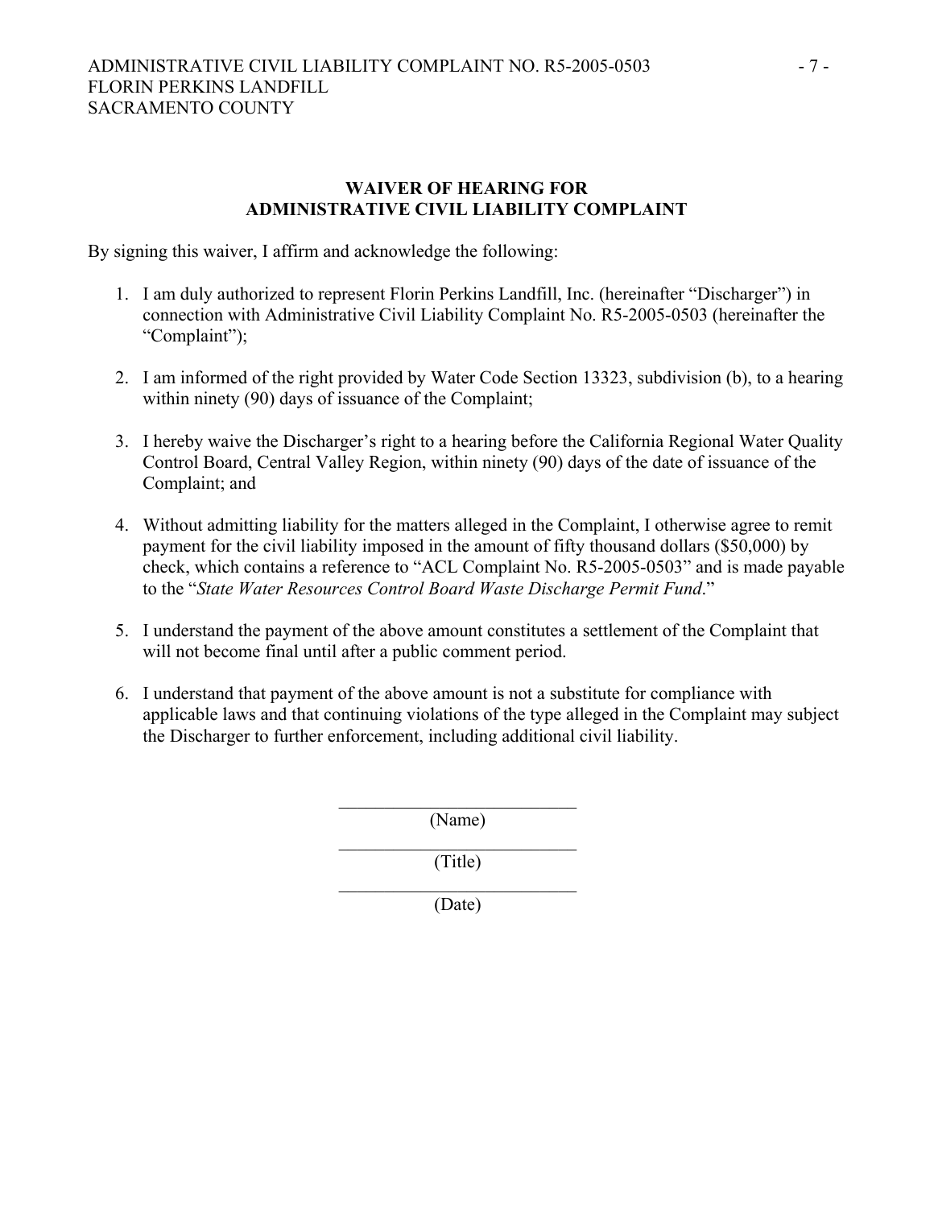## WAIVER OF HEARING FOR ADMINISTRATIVE CIVIL LIABILITY COMPLAINT

By signing this waiver, I affirm and acknowledge the following:

1. I am duly authorized to represent Florin Perkins Landfill, Inc. (hereinafter "Discharger") in connection with Administrative Civil Liability Complaint No. R5-2005-0503 (hereinafter the "Complaint");

2. I am informed of the right provided by Water Code Section 13323, subdivision (b), to a hearing within ninety (90) days of issuance of the Complaint;

3. I hereby waive the Discharger's right to a hearing before the California Regional Water Quality Control Board, Central Valley Region, within ninety (90) days of the date of issuance of the Complaint; and

4. Without admitting liability for the matters alleged in the Complaint, I otherwise agree to remit payment for the civil liability imposed in the amount of fifty thousand dollars ($50,000) by check, which contains a reference to "ACL Complaint No. R5-2005-0503" and is made payable to the "*State Water Resources Control Board Waste Discharge Permit Fund*."

5. I understand the payment of the above amount constitutes a settlement of the Complaint that will not become final until after a public comment period.

6. I understand that payment of the above amount is not a substitute for compliance with applicable laws and that continuing violations of the type alleged in the Complaint may subject the Discharger to further enforcement, including additional civil liability.

\_\_\_\_\_\_\_\_\_\_\_\_\_\_\_\_\_\_\_\_\_\_\_\_\_\_\_\_
(Name)

\_\_\_\_\_\_\_\_\_\_\_\_\_\_\_\_\_\_\_\_\_\_\_\_\_\_\_\_
(Title)

\_\_\_\_\_\_\_\_\_\_\_\_\_\_\_\_\_\_\_\_\_\_\_\_\_\_\_\_
(Date)